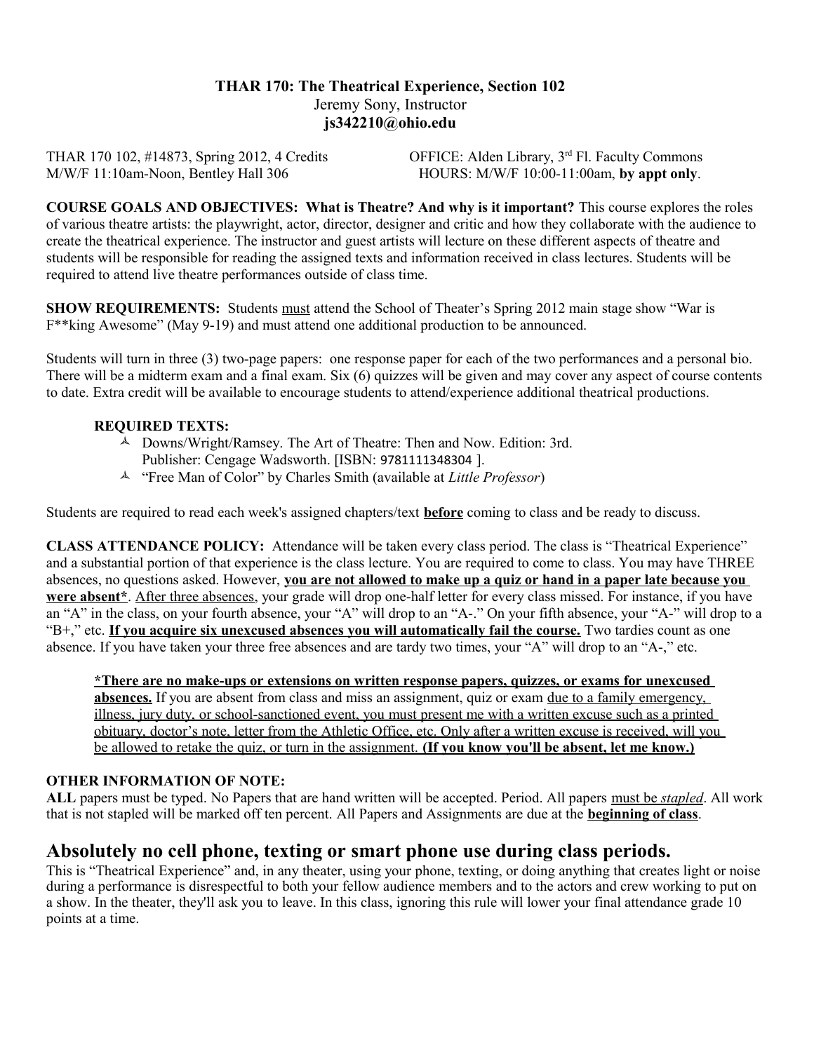**THAR 170: The Theatrical Experience, Section 102**

Jeremy Sony, Instructor

**js342210@ohio.edu**

THAR 170 102, #14873, Spring 2012, 4 Credits
M/W/F 11:10am-Noon, Bentley Hall 306

OFFICE: Alden Library, 3rd Fl. Faculty Commons
HOURS: M/W/F 10:00-11:00am, **by appt only**.

**COURSE GOALS AND OBJECTIVES: What is Theatre? And why is it important?** This course explores the roles of various theatre artists: the playwright, actor, director, designer and critic and how they collaborate with the audience to create the theatrical experience. The instructor and guest artists will lecture on these different aspects of theatre and students will be responsible for reading the assigned texts and information received in class lectures. Students will be required to attend live theatre performances outside of class time.

**SHOW REQUIREMENTS:** Students <u>must</u> attend the School of Theater's Spring 2012 main stage show "War is F**king Awesome" (May 9-19) and must attend one additional production to be announced.

Students will turn in three (3) two-page papers: one response paper for each of the two performances and a personal bio. There will be a midterm exam and a final exam. Six (6) quizzes will be given and may cover any aspect of course contents to date. Extra credit will be available to encourage students to attend/experience additional theatrical productions.

**REQUIRED TEXTS:**

- Downs/Wright/Ramsey. The Art of Theatre: Then and Now. Edition: 3rd. Publisher: Cengage Wadsworth. [ISBN: 9781111348304 ].
- "Free Man of Color" by Charles Smith (available at *Little Professor*)

Students are required to read each week's assigned chapters/text <u>**before**</u> coming to class and be ready to discuss.

**CLASS ATTENDANCE POLICY:** Attendance will be taken every class period. The class is "Theatrical Experience" and a substantial portion of that experience is the class lecture. You are required to come to class. You may have THREE absences, no questions asked. However, <u>**you are not allowed to make up a quiz or hand in a paper late because you were absent***</u>. <u>After three absences</u>, your grade will drop one-half letter for every class missed. For instance, if you have an "A" in the class, on your fourth absence, your "A" will drop to an "A-." On your fifth absence, your "A-" will drop to a "B+," etc. <u>**If you acquire six unexcused absences you will automatically fail the course.**</u> Two tardies count as one absence. If you have taken your three free absences and are tardy two times, your "A" will drop to an "A-," etc.

> <u>**\*There are no make-ups or extensions on written response papers, quizzes, or exams for unexcused absences.**</u> If you are absent from class and miss an assignment, quiz or exam <u>due to a family emergency, illness, jury duty, or school-sanctioned event, you must present me with a written excuse such as a printed obituary, doctor's note, letter from the Athletic Office, etc. Only after a written excuse is received, will you be allowed to retake the quiz, or turn in the assignment.</u> **(If you know you'll be absent, let me know.)**

**OTHER INFORMATION OF NOTE:**

**ALL** papers must be typed. No Papers that are hand written will be accepted. Period. All papers <u>must be *stapled*</u>. All work that is not stapled will be marked off ten percent. All Papers and Assignments are due at the <u>**beginning of class**</u>.

## Absolutely no cell phone, texting or smart phone use during class periods.

This is "Theatrical Experience" and, in any theater, using your phone, texting, or doing anything that creates light or noise during a performance is disrespectful to both your fellow audience members and to the actors and crew working to put on a show. In the theater, they'll ask you to leave. In this class, ignoring this rule will lower your final attendance grade 10 points at a time.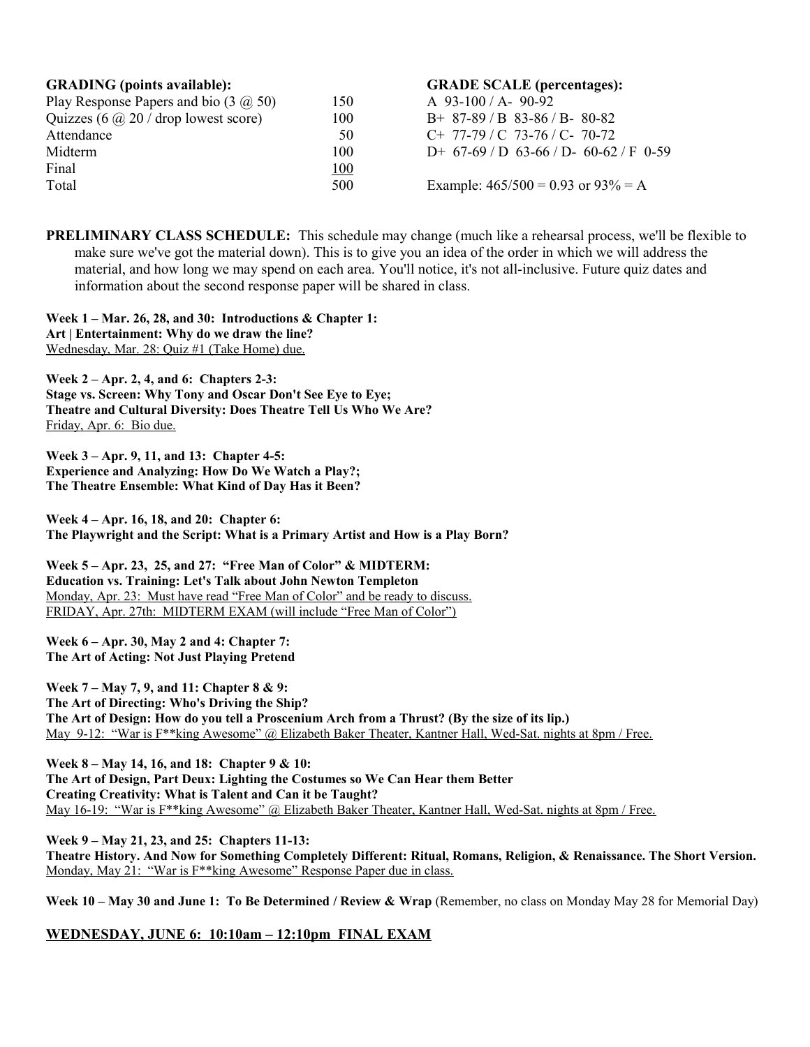| GRADING (points available): | | GRADE SCALE (percentages): |
|---|---|---|
| Play Response Papers and bio (3 @ 50) | 150 | A 93-100 / A- 90-92 |
| Quizzes (6 @ 20 / drop lowest score) | 100 | B+ 87-89 / B 83-86 / B- 80-82 |
| Attendance | 50 | C+ 77-79 / C 73-76 / C- 70-72 |
| Midterm | 100 | D+ 67-69 / D 63-66 / D- 60-62 / F 0-59 |
| Final | 100 | |
| Total | 500 | Example: 465/500 = 0.93 or 93% = A |

**PRELIMINARY CLASS SCHEDULE:** This schedule may change (much like a rehearsal process, we'll be flexible to make sure we've got the material down). This is to give you an idea of the order in which we will address the material, and how long we may spend on each area. You'll notice, it's not all-inclusive. Future quiz dates and information about the second response paper will be shared in class.

**Week 1 – Mar. 26, 28, and 30: Introductions & Chapter 1:**
**Art | Entertainment: Why do we draw the line?**
Wednesday, Mar. 28: Quiz #1 (Take Home) due.

**Week 2 – Apr. 2, 4, and 6: Chapters 2-3:**
**Stage vs. Screen: Why Tony and Oscar Don't See Eye to Eye;**
**Theatre and Cultural Diversity: Does Theatre Tell Us Who We Are?**
Friday, Apr. 6: Bio due.

**Week 3 – Apr. 9, 11, and 13: Chapter 4-5:**
**Experience and Analyzing: How Do We Watch a Play?;**
**The Theatre Ensemble: What Kind of Day Has it Been?**

**Week 4 – Apr. 16, 18, and 20: Chapter 6:**
**The Playwright and the Script: What is a Primary Artist and How is a Play Born?**

**Week 5 – Apr. 23, 25, and 27: "Free Man of Color" & MIDTERM:**
**Education vs. Training: Let's Talk about John Newton Templeton**
Monday, Apr. 23: Must have read "Free Man of Color" and be ready to discuss.
FRIDAY, Apr. 27th: MIDTERM EXAM (will include "Free Man of Color")

**Week 6 – Apr. 30, May 2 and 4: Chapter 7:**
**The Art of Acting: Not Just Playing Pretend**

**Week 7 – May 7, 9, and 11: Chapter 8 & 9:**
**The Art of Directing: Who's Driving the Ship?**
**The Art of Design: How do you tell a Proscenium Arch from a Thrust? (By the size of its lip.)**
May 9-12: "War is F**king Awesome" @ Elizabeth Baker Theater, Kantner Hall, Wed-Sat. nights at 8pm / Free.

**Week 8 – May 14, 16, and 18: Chapter 9 & 10:**
**The Art of Design, Part Deux: Lighting the Costumes so We Can Hear them Better**
**Creating Creativity: What is Talent and Can it be Taught?**
May 16-19: "War is F**king Awesome" @ Elizabeth Baker Theater, Kantner Hall, Wed-Sat. nights at 8pm / Free.

**Week 9 – May 21, 23, and 25: Chapters 11-13:**
**Theatre History. And Now for Something Completely Different: Ritual, Romans, Religion, & Renaissance. The Short Version.**
Monday, May 21: "War is F**king Awesome" Response Paper due in class.

**Week 10 – May 30 and June 1: To Be Determined / Review & Wrap** (Remember, no class on Monday May 28 for Memorial Day)

**WEDNESDAY, JUNE 6: 10:10am – 12:10pm FINAL EXAM**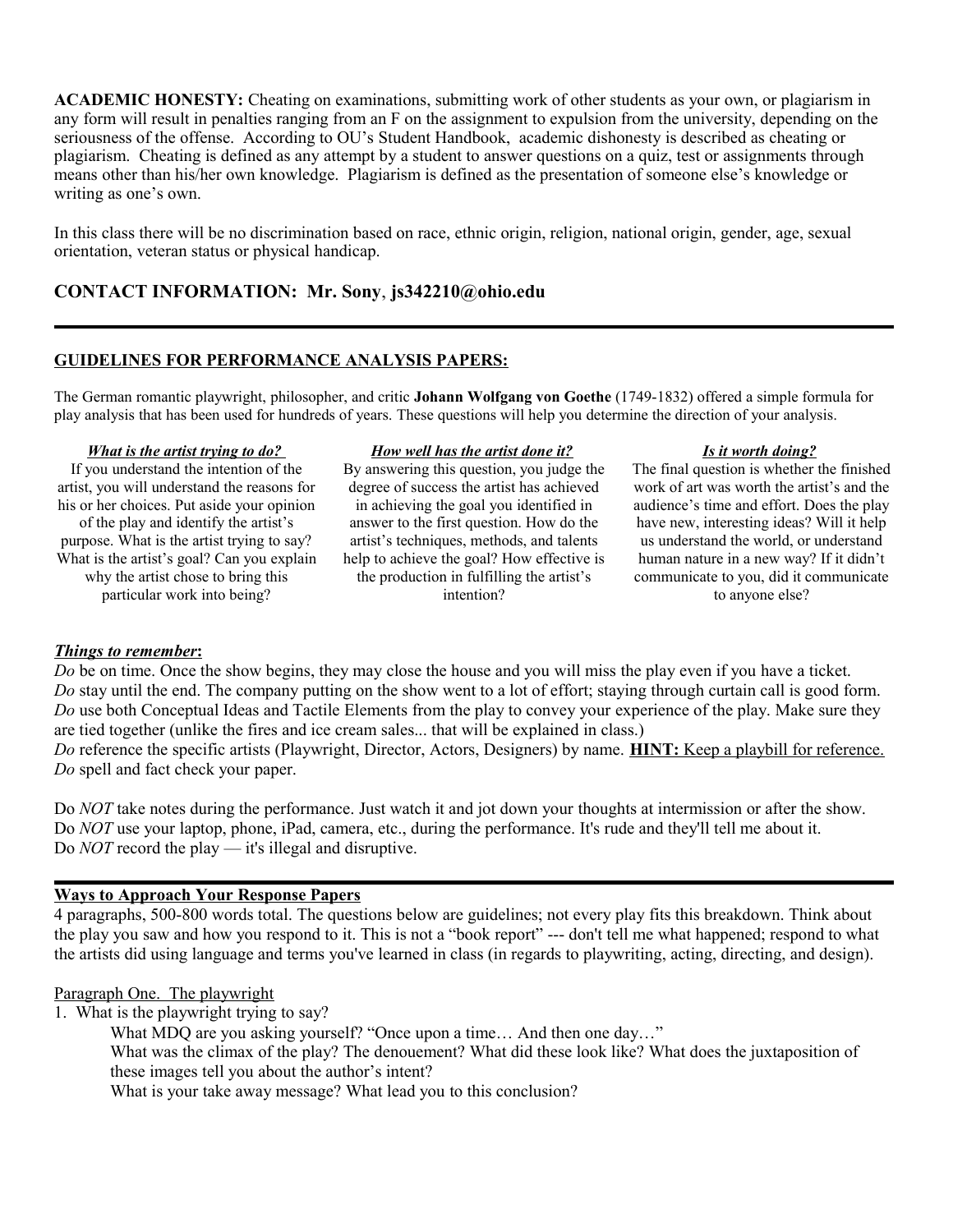**ACADEMIC HONESTY:** Cheating on examinations, submitting work of other students as your own, or plagiarism in any form will result in penalties ranging from an F on the assignment to expulsion from the university, depending on the seriousness of the offense. According to OU's Student Handbook, academic dishonesty is described as cheating or plagiarism. Cheating is defined as any attempt by a student to answer questions on a quiz, test or assignments through means other than his/her own knowledge. Plagiarism is defined as the presentation of someone else's knowledge or writing as one's own.

In this class there will be no discrimination based on race, ethnic origin, religion, national origin, gender, age, sexual orientation, veteran status or physical handicap.

## CONTACT INFORMATION: Mr. Sony, js342210@ohio.edu

---

### GUIDELINES FOR PERFORMANCE ANALYSIS PAPERS:

The German romantic playwright, philosopher, and critic **Johann Wolfgang von Goethe** (1749-1832) offered a simple formula for play analysis that has been used for hundreds of years. These questions will help you determine the direction of your analysis.

***What is the artist trying to do?***
If you understand the intention of the artist, you will understand the reasons for his or her choices. Put aside your opinion of the play and identify the artist's purpose. What is the artist trying to say? What is the artist's goal? Can you explain why the artist chose to bring this particular work into being?

***How well has the artist done it?***
By answering this question, you judge the degree of success the artist has achieved in achieving the goal you identified in answer to the first question. How do the artist's techniques, methods, and talents help to achieve the goal? How effective is the production in fulfilling the artist's intention?

***Is it worth doing?***
The final question is whether the finished work of art was worth the artist's and the audience's time and effort. Does the play have new, interesting ideas? Will it help us understand the world, or understand human nature in a new way? If it didn't communicate to you, did it communicate to anyone else?

***Things to remember*:**
*Do* be on time. Once the show begins, they may close the house and you will miss the play even if you have a ticket.
*Do* stay until the end. The company putting on the show went to a lot of effort; staying through curtain call is good form.
*Do* use both Conceptual Ideas and Tactile Elements from the play to convey your experience of the play. Make sure they are tied together (unlike the fires and ice cream sales... that will be explained in class.)
*Do* reference the specific artists (Playwright, Director, Actors, Designers) by name. **HINT:** Keep a playbill for reference.
*Do* spell and fact check your paper.

Do *NOT* take notes during the performance. Just watch it and jot down your thoughts at intermission or after the show.
Do *NOT* use your laptop, phone, iPad, camera, etc., during the performance. It's rude and they'll tell me about it.
Do *NOT* record the play — it's illegal and disruptive.

---

### Ways to Approach Your Response Papers

4 paragraphs, 500-800 words total. The questions below are guidelines; not every play fits this breakdown. Think about the play you saw and how you respond to it. This is not a "book report" --- don't tell me what happened; respond to what the artists did using language and terms you've learned in class (in regards to playwriting, acting, directing, and design).

Paragraph One. The playwright

1. What is the playwright trying to say?
   What MDQ are you asking yourself? "Once upon a time… And then one day…"
   What was the climax of the play? The denouement? What did these look like? What does the juxtaposition of these images tell you about the author's intent?
   What is your take away message? What lead you to this conclusion?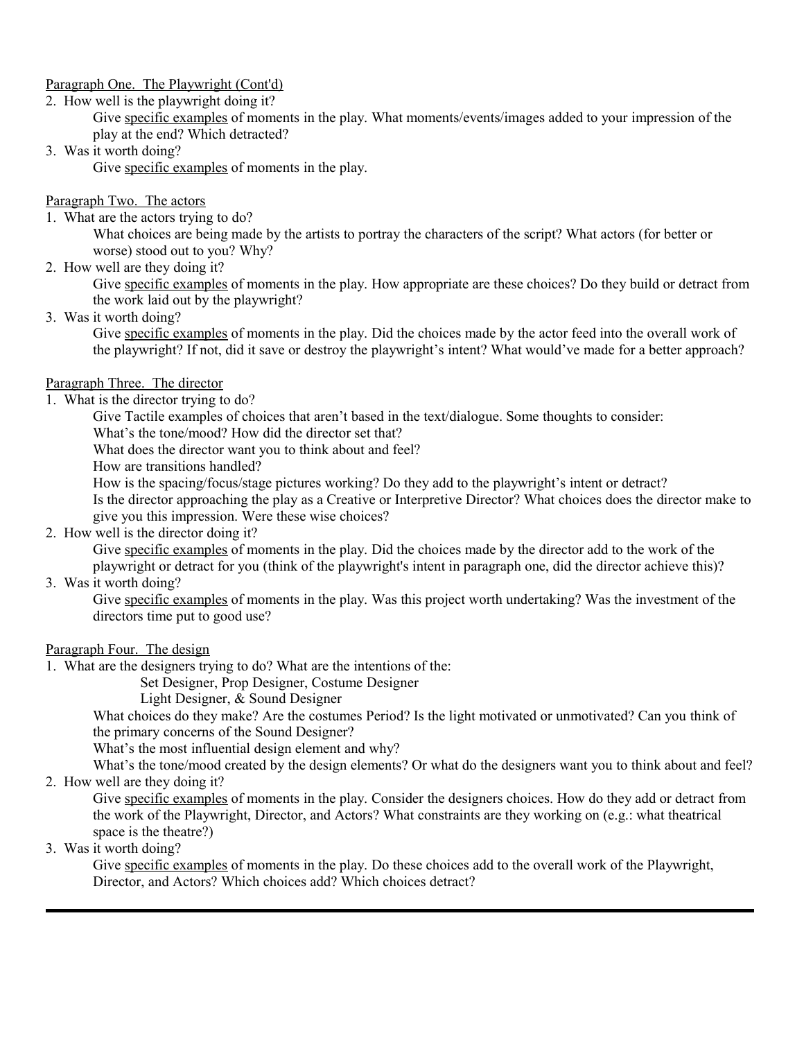<u>Paragraph One. The Playwright (Cont'd)</u>

2. How well is the playwright doing it?
   
   Give <u>specific examples</u> of moments in the play. What moments/events/images added to your impression of the play at the end? Which detracted?

3. Was it worth doing?
   
   Give <u>specific examples</u> of moments in the play.

<u>Paragraph Two. The actors</u>

1. What are the actors trying to do?
   
   What choices are being made by the artists to portray the characters of the script? What actors (for better or worse) stood out to you? Why?

2. How well are they doing it?
   
   Give <u>specific examples</u> of moments in the play. How appropriate are these choices? Do they build or detract from the work laid out by the playwright?

3. Was it worth doing?
   
   Give <u>specific examples</u> of moments in the play. Did the choices made by the actor feed into the overall work of the playwright? If not, did it save or destroy the playwright's intent? What would've made for a better approach?

<u>Paragraph Three. The director</u>

1. What is the director trying to do?
   
   Give Tactile examples of choices that aren't based in the text/dialogue. Some thoughts to consider:
   
   What's the tone/mood? How did the director set that?
   
   What does the director want you to think about and feel?
   
   How are transitions handled?
   
   How is the spacing/focus/stage pictures working? Do they add to the playwright's intent or detract?
   
   Is the director approaching the play as a Creative or Interpretive Director? What choices does the director make to give you this impression. Were these wise choices?

2. How well is the director doing it?
   
   Give <u>specific examples</u> of moments in the play. Did the choices made by the director add to the work of the playwright or detract for you (think of the playwright's intent in paragraph one, did the director achieve this)?

3. Was it worth doing?
   
   Give <u>specific examples</u> of moments in the play. Was this project worth undertaking? Was the investment of the directors time put to good use?

<u>Paragraph Four. The design</u>

1. What are the designers trying to do? What are the intentions of the:
   
   Set Designer, Prop Designer, Costume Designer
   
   Light Designer, & Sound Designer
   
   What choices do they make? Are the costumes Period? Is the light motivated or unmotivated? Can you think of the primary concerns of the Sound Designer?
   
   What's the most influential design element and why?
   
   What's the tone/mood created by the design elements? Or what do the designers want you to think about and feel?

2. How well are they doing it?
   
   Give <u>specific examples</u> of moments in the play. Consider the designers choices. How do they add or detract from the work of the Playwright, Director, and Actors? What constraints are they working on (e.g.: what theatrical space is the theatre?)

3. Was it worth doing?
   
   Give <u>specific examples</u> of moments in the play. Do these choices add to the overall work of the Playwright, Director, and Actors? Which choices add? Which choices detract?

---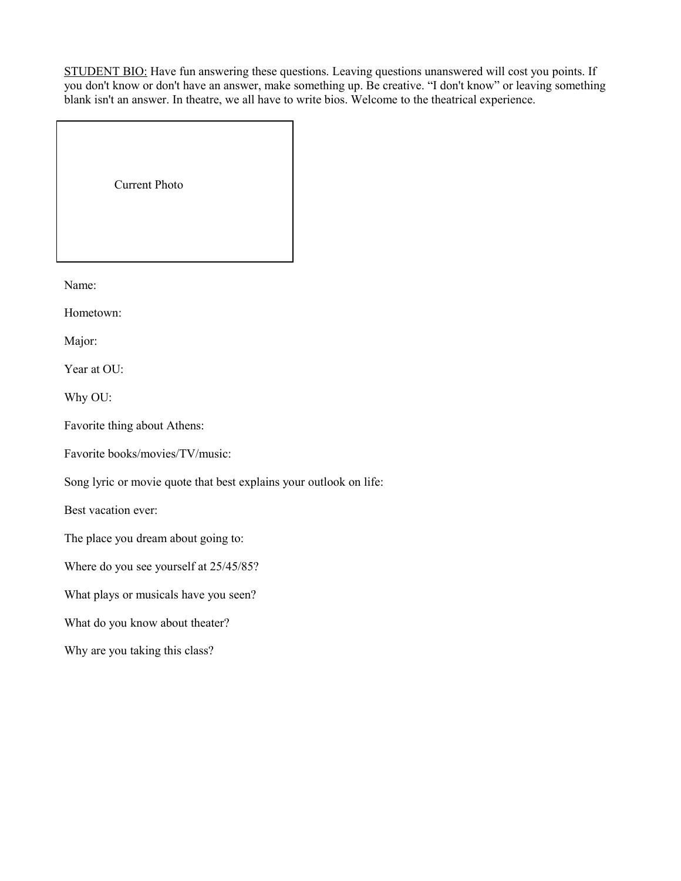<u>STUDENT BIO:</u> Have fun answering these questions. Leaving questions unanswered will cost you points. If you don't know or don't have an answer, make something up. Be creative. "I don't know" or leaving something blank isn't an answer. In theatre, we all have to write bios. Welcome to the theatrical experience.

Current Photo

Name:

Hometown:

Major:

Year at OU:

Why OU:

Favorite thing about Athens:

Favorite books/movies/TV/music:

Song lyric or movie quote that best explains your outlook on life:

Best vacation ever:

The place you dream about going to:

Where do you see yourself at 25/45/85?

What plays or musicals have you seen?

What do you know about theater?

Why are you taking this class?